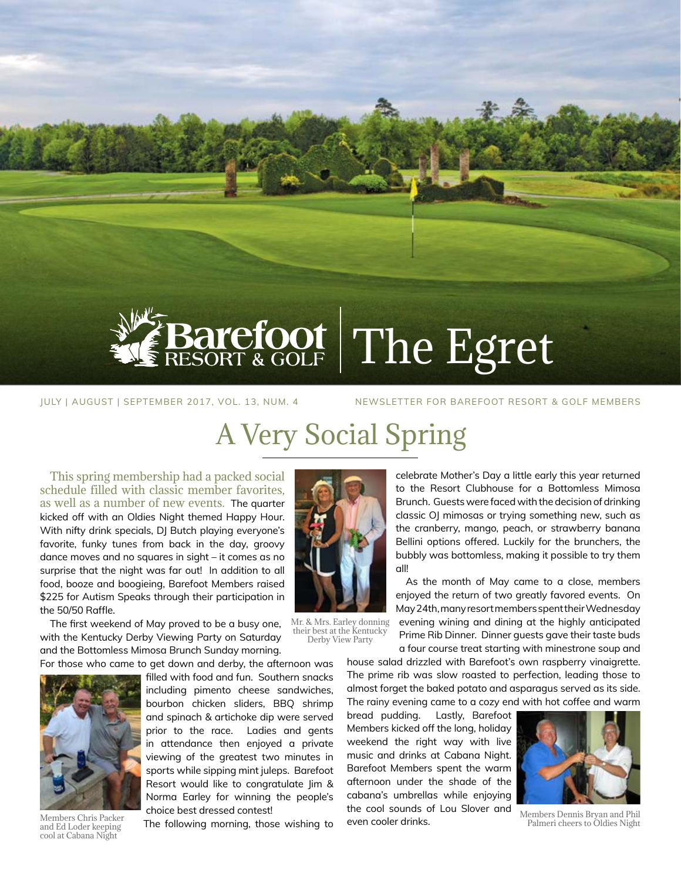# Barefoot Resort & Golf | The Egret

JULY | AUGUST | SEPTEMBER 2017, VOL. 13, NUM. 4

NEWSLETTER FOR BAREFOOT RESORT & GOLF MEMBERS

## A Very Social Spring

This spring membership had a packed social schedule filled with classic member favorites, as well as a number of new events. The quarter kicked off with an Oldies Night themed Happy Hour. With nifty drink specials, DJ Butch playing everyone's favorite, funky tunes from back in the day, groovy dance moves and no squares in sight – it comes as no surprise that the night was far out! In addition to all food, booze and boogieing, Barefoot Members raised $225 for Autism Speaks through their participation in the 50/50 Raffle.

The first weekend of May proved to be a busy one, with the Kentucky Derby Viewing Party on Saturday and the Bottomless Mimosa Brunch Sunday morning. For those who came to get down and derby, the afternoon was filled with food and fun. Southern snacks including pimento cheese sandwiches, bourbon chicken sliders, BBQ shrimp and spinach & artichoke dip were served prior to the race. Ladies and gents in attendance then enjoyed a private viewing of the greatest two minutes in sports while sipping mint juleps. Barefoot Resort would like to congratulate Jim & Norma Earley for winning the people's choice best dressed contest!

Members Chris Packer and Ed Loder keeping cool at Cabana Night

Mr. & Mrs. Earley donning their best at the Kentucky Derby View Party

The following morning, those wishing to celebrate Mother's Day a little early this year returned to the Resort Clubhouse for a Bottomless Mimosa Brunch. Guests were faced with the decision of drinking classic OJ mimosas or trying something new, such as the cranberry, mango, peach, or strawberry banana Bellini options offered. Luckily for the brunchers, the bubbly was bottomless, making it possible to try them all!

As the month of May came to a close, members enjoyed the return of two greatly favored events. On May 24th, many resort members spent their Wednesday evening wining and dining at the highly anticipated Prime Rib Dinner. Dinner guests gave their taste buds a four course treat starting with minestrone soup and house salad drizzled with Barefoot's own raspberry vinaigrette. The prime rib was slow roasted to perfection, leading those to almost forget the baked potato and asparagus served as its side. The rainy evening came to a cozy end with hot coffee and warm bread pudding. Lastly, Barefoot Members kicked off the long, holiday weekend the right way with live music and drinks at Cabana Night. Barefoot Members spent the warm afternoon under the shade of the cabana's umbrellas while enjoying the cool sounds of Lou Slover and even cooler drinks.

Members Dennis Bryan and Phil Palmeri cheers to Oldies Night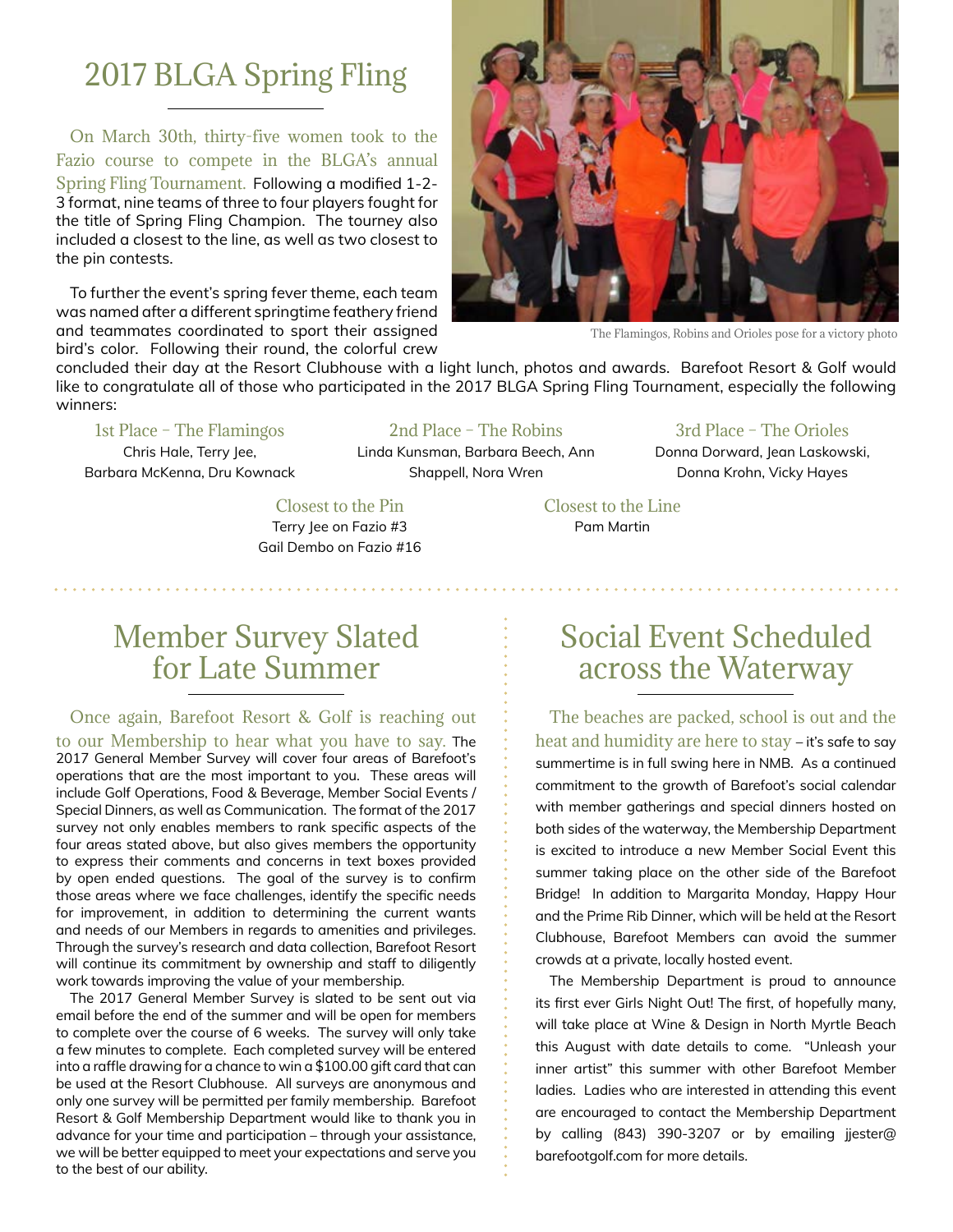# 2017 BLGA Spring Fling

On March 30th, thirty-five women took to the Fazio course to compete in the BLGA's annual Spring Fling Tournament. Following a modified 1-2-3 format, nine teams of three to four players fought for the title of Spring Fling Champion. The tourney also included a closest to the line, as well as two closest to the pin contests.

To further the event's spring fever theme, each team was named after a different springtime feathery friend and teammates coordinated to sport their assigned bird's color. Following their round, the colorful crew concluded their day at the Resort Clubhouse with a light lunch, photos and awards. Barefoot Resort & Golf would like to congratulate all of those who participated in the 2017 BLGA Spring Fling Tournament, especially the following winners:

The Flamingos, Robins and Orioles pose for a victory photo

**1st Place – The Flamingos**
Chris Hale, Terry Jee, Barbara McKenna, Dru Kownack

**2nd Place – The Robins**
Linda Kunsman, Barbara Beech, Ann Shappell, Nora Wren

**3rd Place – The Orioles**
Donna Dorward, Jean Laskowski, Donna Krohn, Vicky Hayes

**Closest to the Pin**
Terry Jee on Fazio #3
Gail Dembo on Fazio #16

**Closest to the Line**
Pam Martin

# Member Survey Slated for Late Summer

Once again, Barefoot Resort & Golf is reaching out to our Membership to hear what you have to say. The 2017 General Member Survey will cover four areas of Barefoot's operations that are the most important to you. These areas will include Golf Operations, Food & Beverage, Member Social Events / Special Dinners, as well as Communication. The format of the 2017 survey not only enables members to rank specific aspects of the four areas stated above, but also gives members the opportunity to express their comments and concerns in text boxes provided by open ended questions. The goal of the survey is to confirm those areas where we face challenges, identify the specific needs for improvement, in addition to determining the current wants and needs of our Members in regards to amenities and privileges. Through the survey's research and data collection, Barefoot Resort will continue its commitment by ownership and staff to diligently work towards improving the value of your membership.

The 2017 General Member Survey is slated to be sent out via email before the end of the summer and will be open for members to complete over the course of 6 weeks. The survey will only take a few minutes to complete. Each completed survey will be entered into a raffle drawing for a chance to win a $100.00 gift card that can be used at the Resort Clubhouse. All surveys are anonymous and only one survey will be permitted per family membership. Barefoot Resort & Golf Membership Department would like to thank you in advance for your time and participation – through your assistance, we will be better equipped to meet your expectations and serve you to the best of our ability.

# Social Event Scheduled across the Waterway

The beaches are packed, school is out and the heat and humidity are here to stay – it's safe to say summertime is in full swing here in NMB. As a continued commitment to the growth of Barefoot's social calendar with member gatherings and special dinners hosted on both sides of the waterway, the Membership Department is excited to introduce a new Member Social Event this summer taking place on the other side of the Barefoot Bridge! In addition to Margarita Monday, Happy Hour and the Prime Rib Dinner, which will be held at the Resort Clubhouse, Barefoot Members can avoid the summer crowds at a private, locally hosted event.

The Membership Department is proud to announce its first ever Girls Night Out! The first, of hopefully many, will take place at Wine & Design in North Myrtle Beach this August with date details to come. "Unleash your inner artist" this summer with other Barefoot Member ladies. Ladies who are interested in attending this event are encouraged to contact the Membership Department by calling (843) 390-3207 or by emailing jjester@barefootgolf.com for more details.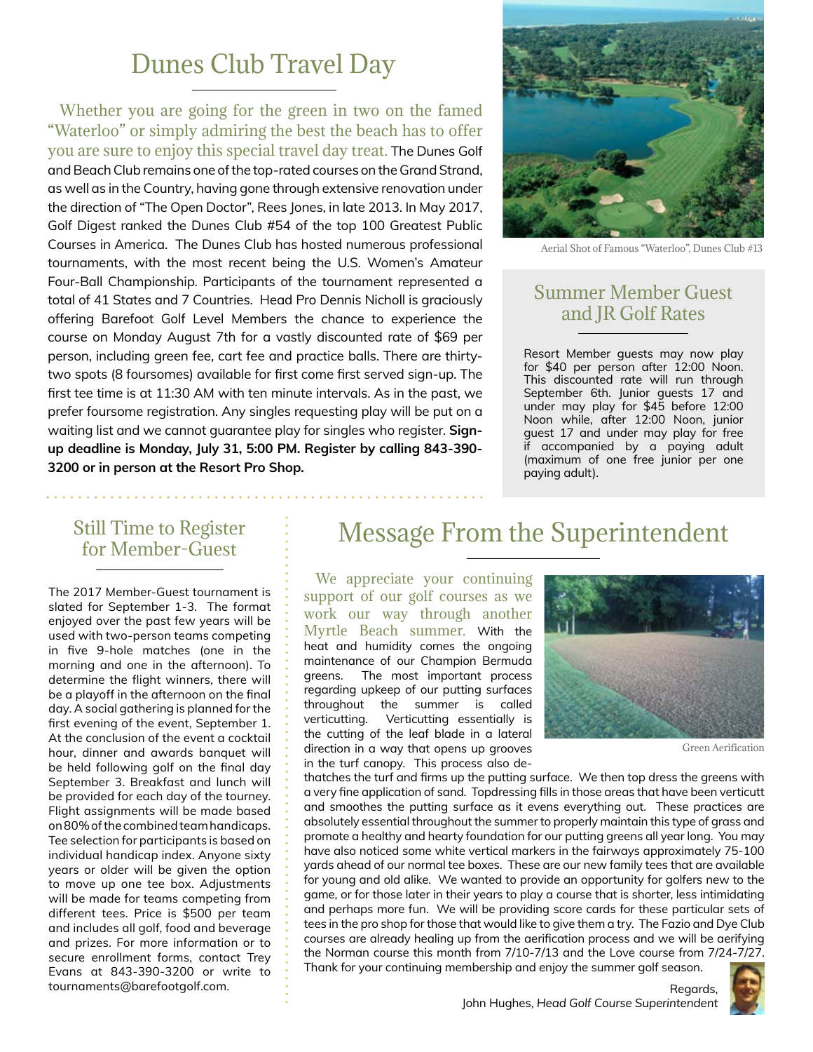## Dunes Club Travel Day

Whether you are going for the green in two on the famed "Waterloo" or simply admiring the best the beach has to offer you are sure to enjoy this special travel day treat. The Dunes Golf and Beach Club remains one of the top-rated courses on the Grand Strand, as well as in the Country, having gone through extensive renovation under the direction of "The Open Doctor", Rees Jones, in late 2013. In May 2017, Golf Digest ranked the Dunes Club #54 of the top 100 Greatest Public Courses in America. The Dunes Club has hosted numerous professional tournaments, with the most recent being the U.S. Women's Amateur Four-Ball Championship. Participants of the tournament represented a total of 41 States and 7 Countries. Head Pro Dennis Nicholl is graciously offering Barefoot Golf Level Members the chance to experience the course on Monday August 7th for a vastly discounted rate of $69 per person, including green fee, cart fee and practice balls. There are thirty-two spots (8 foursomes) available for first come first served sign-up. The first tee time is at 11:30 AM with ten minute intervals. As in the past, we prefer foursome registration. Any singles requesting play will be put on a waiting list and we cannot guarantee play for singles who register. **Sign-up deadline is Monday, July 31, 5:00 PM. Register by calling 843-390-3200 or in person at the Resort Pro Shop.**

Aerial Shot of Famous "Waterloo", Dunes Club #13

## Summer Member Guest and JR Golf Rates

Resort Member guests may now play for $40 per person after 12:00 Noon. This discounted rate will run through September 6th. Junior guests 17 and under may play for $45 before 12:00 Noon while, after 12:00 Noon, junior guest 17 and under may play for free if accompanied by a paying adult (maximum of one free junior per one paying adult).

## Still Time to Register for Member-Guest

The 2017 Member-Guest tournament is slated for September 1-3. The format enjoyed over the past few years will be used with two-person teams competing in five 9-hole matches (one in the morning and one in the afternoon). To determine the flight winners, there will be a playoff in the afternoon on the final day. A social gathering is planned for the first evening of the event, September 1. At the conclusion of the event a cocktail hour, dinner and awards banquet will be held following golf on the final day September 3. Breakfast and lunch will be provided for each day of the tourney. Flight assignments will be made based on 80% of the combined team handicaps. Tee selection for participants is based on individual handicap index. Anyone sixty years or older will be given the option to move up one tee box. Adjustments will be made for teams competing from different tees. Price is $500 per team and includes all golf, food and beverage and prizes. For more information or to secure enrollment forms, contact Trey Evans at 843-390-3200 or write to tournaments@barefootgolf.com.

## Message From the Superintendent

We appreciate your continuing support of our golf courses as we work our way through another Myrtle Beach summer. With the heat and humidity comes the ongoing maintenance of our Champion Bermuda greens. The most important process regarding upkeep of our putting surfaces throughout the summer is called verticutting. Verticutting essentially is the cutting of the leaf blade in a lateral direction in a way that opens up grooves in the turf canopy. This process also de-thatches the turf and firms up the putting surface. We then top dress the greens with a very fine application of sand. Topdressing fills in those areas that have been verticutt and smoothes the putting surface as it evens everything out. These practices are absolutely essential throughout the summer to properly maintain this type of grass and promote a healthy and hearty foundation for our putting greens all year long. You may have also noticed some white vertical markers in the fairways approximately 75-100 yards ahead of our normal tee boxes. These are our new family tees that are available for young and old alike. We wanted to provide an opportunity for golfers new to the game, or for those later in their years to play a course that is shorter, less intimidating and perhaps more fun. We will be providing score cards for these particular sets of tees in the pro shop for those that would like to give them a try. The Fazio and Dye Club courses are already healing up from the aerification process and we will be aerifying the Norman course this month from 7/10-7/13 and the Love course from 7/24-7/27. Thank for your continuing membership and enjoy the summer golf season.

Green Aerification

Regards,
John Hughes, *Head Golf Course Superintendent*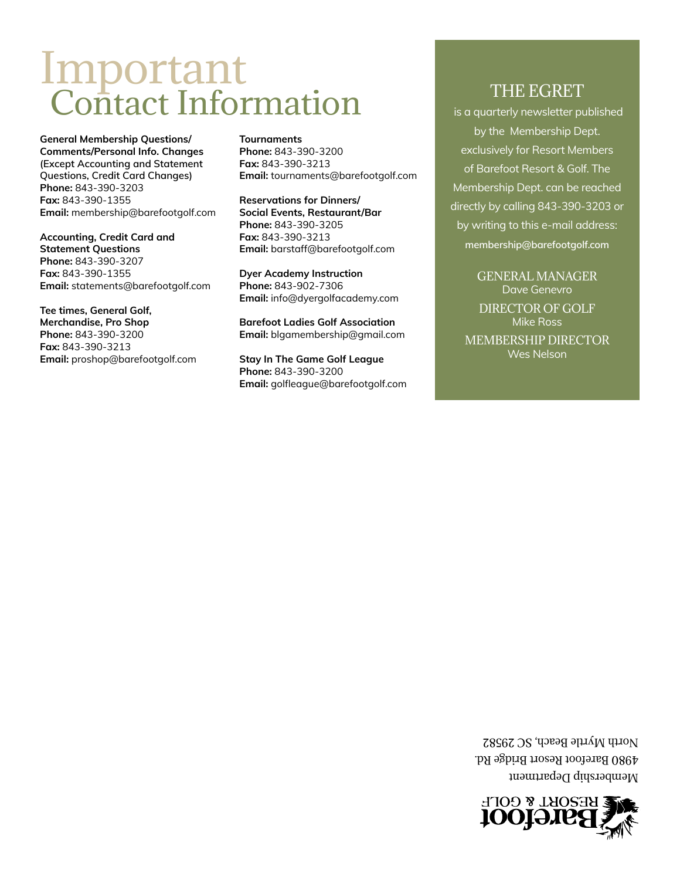# Important Contact Information

**General Membership Questions/ Comments/Personal Info. Changes (Except Accounting and Statement Questions, Credit Card Changes)**
**Phone:** 843-390-3203
**Fax:** 843-390-1355
**Email:** membership@barefootgolf.com

**Accounting, Credit Card and Statement Questions**
**Phone:** 843-390-3207
**Fax:** 843-390-1355
**Email:** statements@barefootgolf.com

**Tee times, General Golf, Merchandise, Pro Shop**
**Phone:** 843-390-3200
**Fax:** 843-390-3213
**Email:** proshop@barefootgolf.com

**Tournaments**
**Phone:** 843-390-3200
**Fax:** 843-390-3213
**Email:** tournaments@barefootgolf.com

**Reservations for Dinners/ Social Events, Restaurant/Bar**
**Phone:** 843-390-3205
**Fax:** 843-390-3213
**Email:** barstaff@barefootgolf.com

**Dyer Academy Instruction**
**Phone:** 843-902-7306
**Email:** info@dyergolfacademy.com

**Barefoot Ladies Golf Association**
**Email:** blgamembership@gmail.com

**Stay In The Game Golf League**
**Phone:** 843-390-3200
**Email:** golfleague@barefootgolf.com

## THE EGRET

is a quarterly newsletter published by the Membership Dept. exclusively for Resort Members of Barefoot Resort & Golf. The Membership Dept. can be reached directly by calling 843-390-3203 or by writing to this e-mail address: **membership@barefootgolf.com**

GENERAL MANAGER
Dave Genevro

DIRECTOR OF GOLF
Mike Ross

MEMBERSHIP DIRECTOR
Wes Nelson

Barefoot RESORT & GOLF

Membership Department
4980 Barefoot Resort Bridge Rd.
North Myrtle Beach, SC 29582